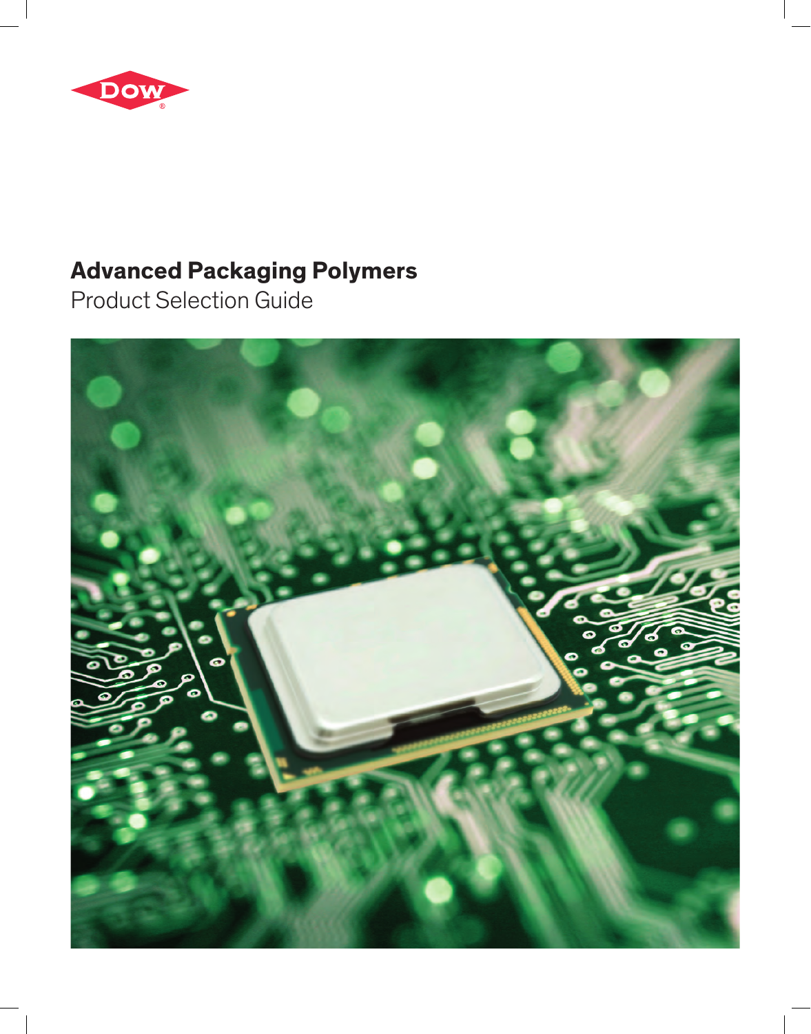# Advanced Packaging Polymers

Product Selection Guide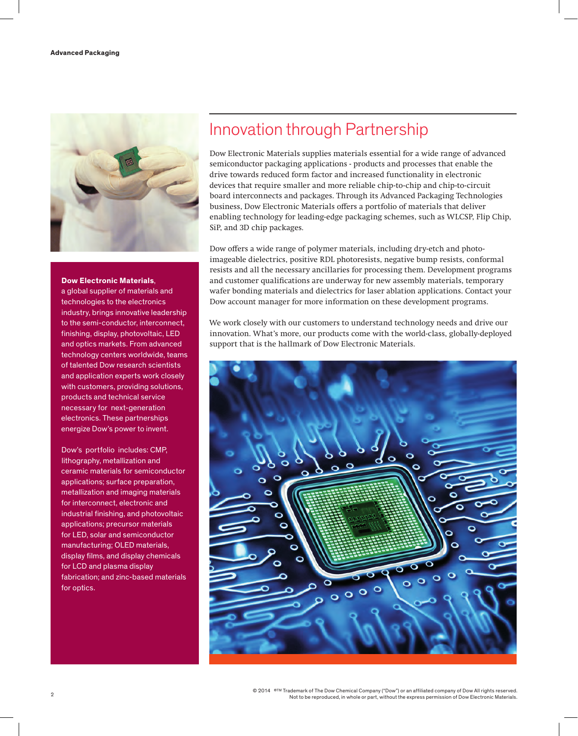# Innovation through Partnership

Dow Electronic Materials supplies materials essential for a wide range of advanced semiconductor packaging applications - products and processes that enable the drive towards reduced form factor and increased functionality in electronic devices that require smaller and more reliable chip-to-chip and chip-to-circuit board interconnects and packages. Through its Advanced Packaging Technologies business, Dow Electronic Materials offers a portfolio of materials that deliver enabling technology for leading-edge packaging schemes, such as WLCSP, Flip Chip, SiP, and 3D chip packages.

Dow offers a wide range of polymer materials, including dry-etch and photo-imageable dielectrics, positive RDL photoresists, negative bump resists, conformal resists and all the necessary ancillaries for processing them. Development programs and customer qualifications are underway for new assembly materials, temporary wafer bonding materials and dielectrics for laser ablation applications. Contact your Dow account manager for more information on these development programs.

We work closely with our customers to understand technology needs and drive our innovation. What's more, our products come with the world-class, globally-deployed support that is the hallmark of Dow Electronic Materials.

**Dow Electronic Materials**, a global supplier of materials and technologies to the electronics industry, brings innovative leadership to the semi-conductor, interconnect, finishing, display, photovoltaic, LED and optics markets. From advanced technology centers worldwide, teams of talented Dow research scientists and application experts work closely with customers, providing solutions, products and technical service necessary for next-generation electronics. These partnerships energize Dow's power to invent.

Dow's portfolio includes: CMP, lithography, metallization and ceramic materials for semiconductor applications; surface preparation, metallization and imaging materials for interconnect, electronic and industrial finishing, and photovoltaic applications; precursor materials for LED, solar and semiconductor manufacturing; OLED materials, display films, and display chemicals for LCD and plasma display fabrication; and zinc-based materials for optics.

© 2014 ®TM Trademark of The Dow Chemical Company ("Dow") or an affiliated company of Dow All rights reserved. Not to be reproduced, in whole or part, without the express permission of Dow Electronic Materials.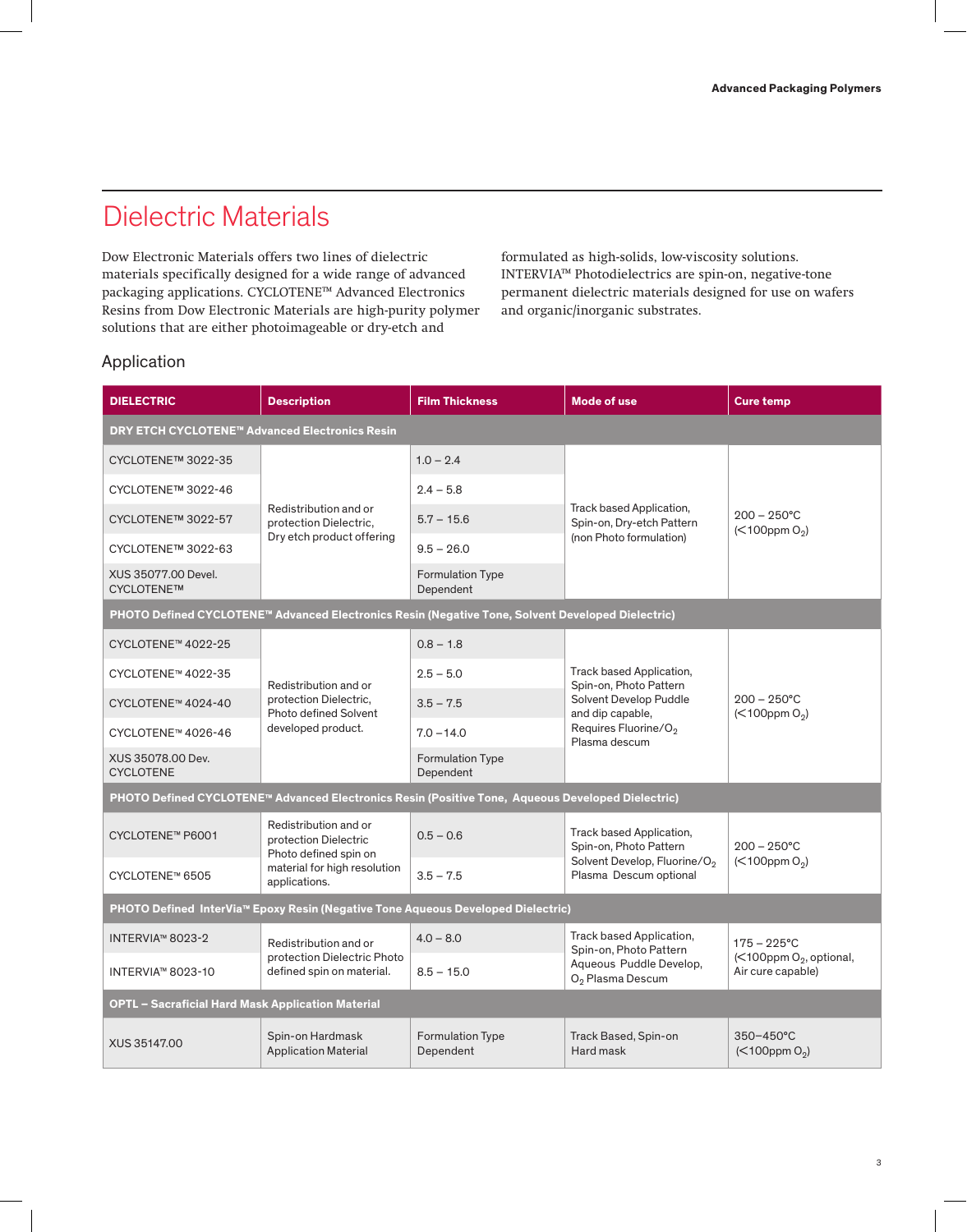# Dielectric Materials

Dow Electronic Materials offers two lines of dielectric materials specifically designed for a wide range of advanced packaging applications. CYCLOTENE™ Advanced Electronics Resins from Dow Electronic Materials are high-purity polymer solutions that are either photoimageable or dry-etch and formulated as high-solids, low-viscosity solutions. INTERVIA™ Photodielectrics are spin-on, negative-tone permanent dielectric materials designed for use on wafers and organic/inorganic substrates.

## Application

| DIELECTRIC | Description | Film Thickness | Mode of use | Cure temp |
|---|---|---|---|---|
| **DRY ETCH CYCLOTENE™ Advanced Electronics Resin** | | | | |
| CYCLOTENE™ 3022-35 | Redistribution and or protection Dielectric, Dry etch product offering | 1.0 – 2.4 | Track based Application, Spin-on, Dry-etch Pattern (non Photo formulation) | 200 – 250°C (<100ppm $O_2$) |
| CYCLOTENE™ 3022-46 | | 2.4 – 5.8 | | |
| CYCLOTENE™ 3022-57 | | 5.7 – 15.6 | | |
| CYCLOTENE™ 3022-63 | | 9.5 – 26.0 | | |
| XUS 35077.00 Devel. CYCLOTENE™ | | Formulation Type Dependent | | |
| **PHOTO Defined CYCLOTENE™ Advanced Electronics Resin (Negative Tone, Solvent Developed Dielectric)** | | | | |
| CYCLOTENE™ 4022-25 | Redistribution and or protection Dielectric, Photo defined Solvent developed product. | 0.8 – 1.8 | Track based Application, Spin-on, Photo Pattern Solvent Develop Puddle and dip capable, Requires Fluorine/$O_2$ Plasma descum | 200 – 250°C (<100ppm $O_2$) |
| CYCLOTENE™ 4022-35 | | 2.5 – 5.0 | | |
| CYCLOTENE™ 4024-40 | | 3.5 – 7.5 | | |
| CYCLOTENE™ 4026-46 | | 7.0 – 14.0 | | |
| XUS 35078.00 Dev. CYCLOTENE | | Formulation Type Dependent | | |
| **PHOTO Defined CYCLOTENE™ Advanced Electronics Resin (Positive Tone, Aqueous Developed Dielectric)** | | | | |
| CYCLOTENE™ P6001 | Redistribution and or protection Dielectric Photo defined spin on material for high resolution applications. | 0.5 – 0.6 | Track based Application, Spin-on, Photo Pattern Solvent Develop, Fluorine/$O_2$ Plasma Descum optional | 200 – 250°C (<100ppm $O_2$) |
| CYCLOTENE™ 6505 | | 3.5 – 7.5 | | |
| **PHOTO Defined InterVia™ Epoxy Resin (Negative Tone Aqueous Developed Dielectric)** | | | | |
| INTERVIA™ 8023-2 | Redistribution and or protection Dielectric Photo defined spin on material. | 4.0 – 8.0 | Track based Application, Spin-on, Photo Pattern Aqueous Puddle Develop, $O_2$ Plasma Descum | 175 – 225°C (<100ppm $O_2$, optional, Air cure capable) |
| INTERVIA™ 8023-10 | | 8.5 – 15.0 | | |
| **OPTL – Sacraficial Hard Mask Application Material** | | | | |
| XUS 35147.00 | Spin-on Hardmask Application Material | Formulation Type Dependent | Track Based, Spin-on Hard mask | 350–450°C (<100ppm $O_2$) |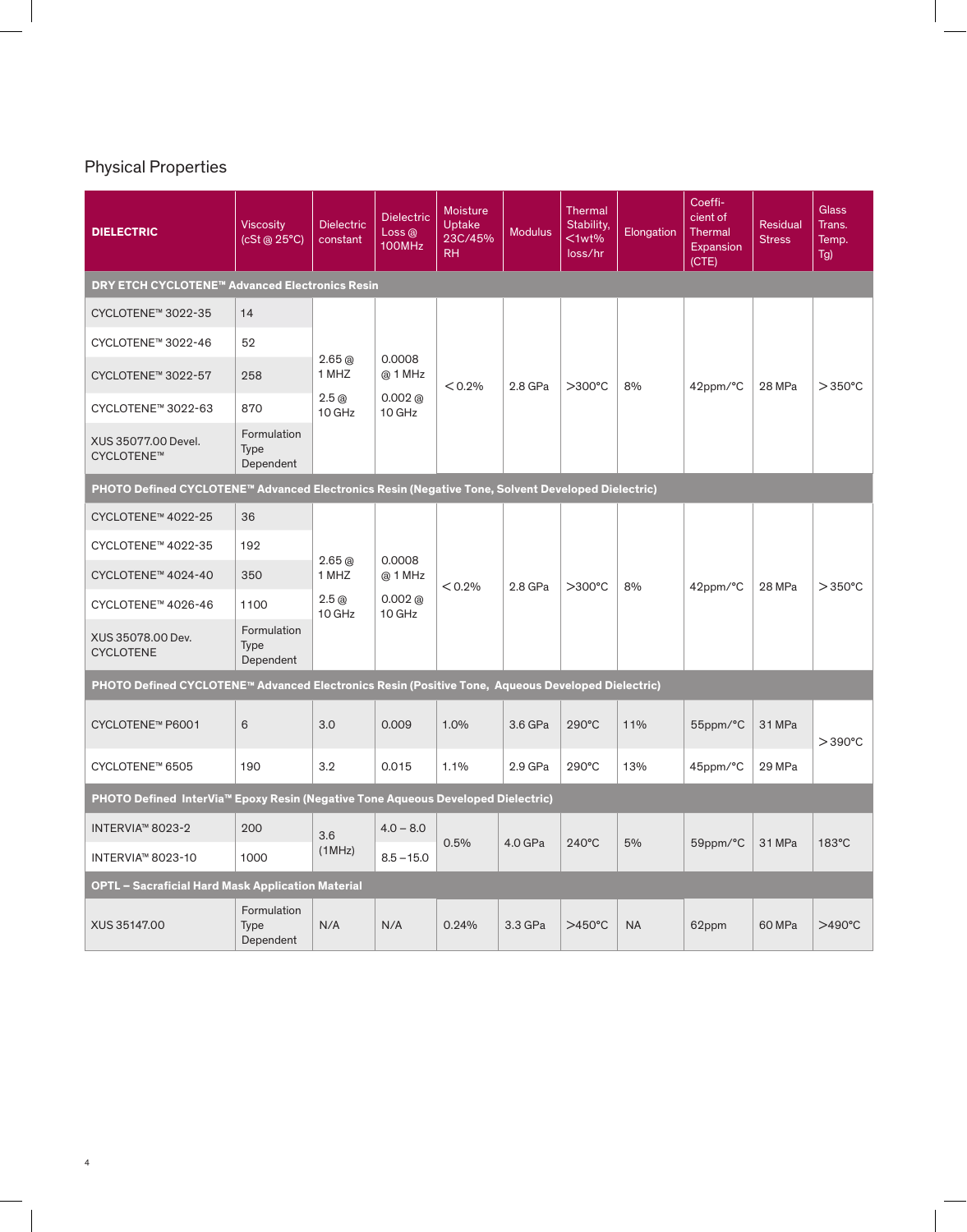## Physical Properties

| DIELECTRIC | Viscosity (cSt @ 25°C) | Dielectric constant | Dielectric Loss @ 100MHz | Moisture Uptake 23C/45% RH | Modulus | Thermal Stability, <1wt% loss/hr | Elongation | Coefficient of Thermal Expansion (CTE) | Residual Stress | Glass Trans. Temp. Tg) |
|---|---|---|---|---|---|---|---|---|---|---|
| **DRY ETCH CYCLOTENE™ Advanced Electronics Resin** | | | | | | | | | | |
| CYCLOTENE™ 3022-35 | 14 | 2.65 @ 1 MHZ<br>2.5 @ 10 GHz | 0.0008 @ 1 MHz<br>0.002 @ 10 GHz | < 0.2% | 2.8 GPa | >300°C | 8% | 42ppm/°C | 28 MPa | > 350°C |
| CYCLOTENE™ 3022-46 | 52 | | | | | | | | | |
| CYCLOTENE™ 3022-57 | 258 | | | | | | | | | |
| CYCLOTENE™ 3022-63 | 870 | | | | | | | | | |
| XUS 35077.00 Devel. CYCLOTENE™ | Formulation Type Dependent | | | | | | | | | |
| **PHOTO Defined CYCLOTENE™ Advanced Electronics Resin (Negative Tone, Solvent Developed Dielectric)** | | | | | | | | | | |
| CYCLOTENE™ 4022-25 | 36 | 2.65 @ 1 MHZ<br>2.5 @ 10 GHz | 0.0008 @ 1 MHz<br>0.002 @ 10 GHz | < 0.2% | 2.8 GPa | >300°C | 8% | 42ppm/°C | 28 MPa | > 350°C |
| CYCLOTENE™ 4022-35 | 192 | | | | | | | | | |
| CYCLOTENE™ 4024-40 | 350 | | | | | | | | | |
| CYCLOTENE™ 4026-46 | 1100 | | | | | | | | | |
| XUS 35078.00 Dev. CYCLOTENE | Formulation Type Dependent | | | | | | | | | |
| **PHOTO Defined CYCLOTENE™ Advanced Electronics Resin (Positive Tone, Aqueous Developed Dielectric)** | | | | | | | | | | |
| CYCLOTENE™ P6001 | 6 | 3.0 | 0.009 | 1.0% | 3.6 GPa | 290°C | 11% | 55ppm/°C | 31 MPa | > 390°C |
| CYCLOTENE™ 6505 | 190 | 3.2 | 0.015 | 1.1% | 2.9 GPa | 290°C | 13% | 45ppm/°C | 29 MPa | |
| **PHOTO Defined InterVia™ Epoxy Resin (Negative Tone Aqueous Developed Dielectric)** | | | | | | | | | | |
| INTERVIA™ 8023-2 | 200 | 3.6 (1MHz) | 4.0 – 8.0 | 0.5% | 4.0 GPa | 240°C | 5% | 59ppm/°C | 31 MPa | 183°C |
| INTERVIA™ 8023-10 | 1000 | | 8.5 –15.0 | | | | | | | |
| **OPTL – Sacraficial Hard Mask Application Material** | | | | | | | | | | |
| XUS 35147.00 | Formulation Type Dependent | N/A | N/A | 0.24% | 3.3 GPa | >450°C | NA | 62ppm | 60 MPa | >490°C |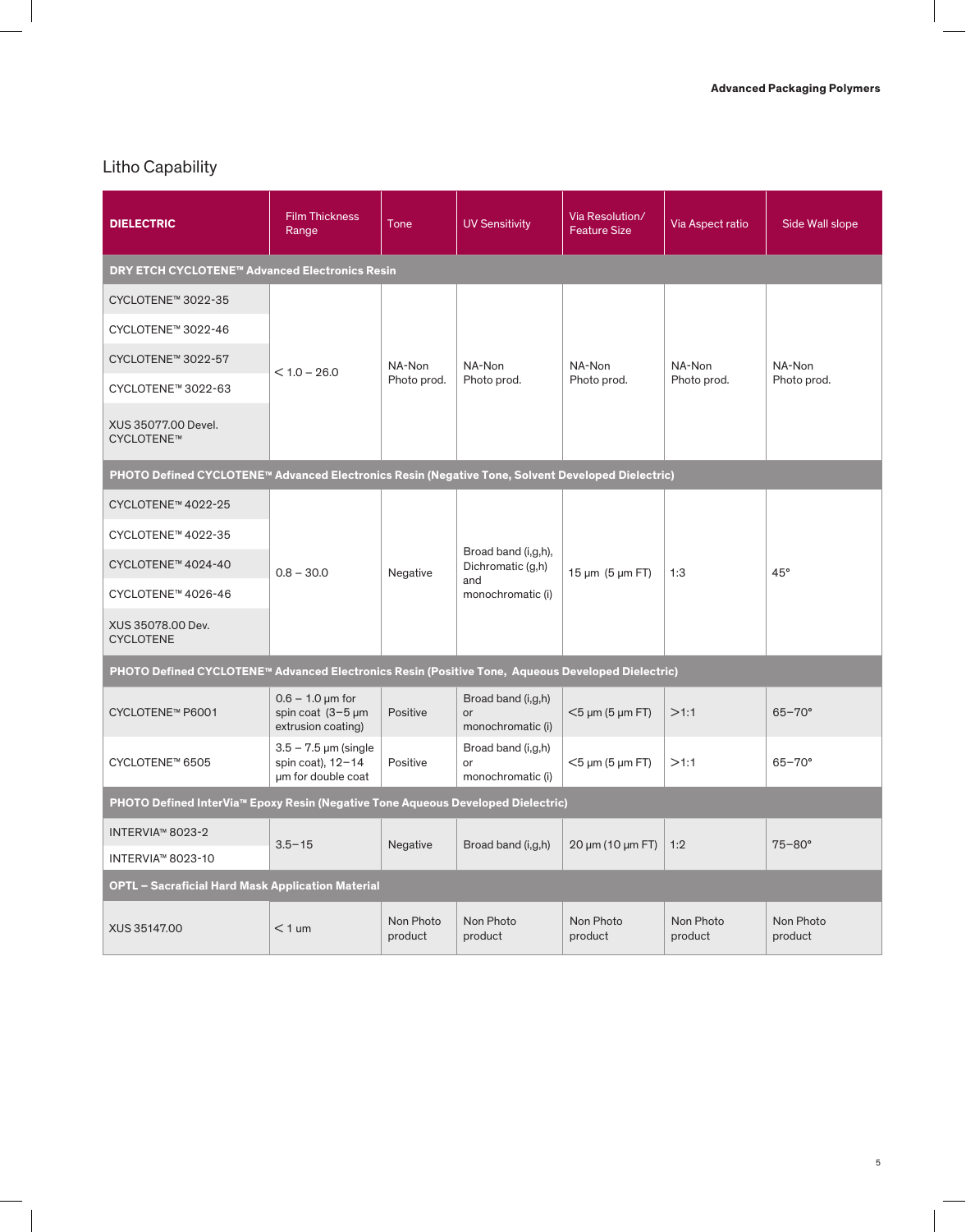## Litho Capability

| DIELECTRIC | Film Thickness Range | Tone | UV Sensitivity | Via Resolution/ Feature Size | Via Aspect ratio | Side Wall slope |
|---|---|---|---|---|---|---|
| **DRY ETCH CYCLOTENE™ Advanced Electronics Resin** | | | | | | |
| CYCLOTENE™ 3022-35 | < 1.0 – 26.0 | NA-Non Photo prod. | NA-Non Photo prod. | NA-Non Photo prod. | NA-Non Photo prod. | NA-Non Photo prod. |
| CYCLOTENE™ 3022-46 | | | | | | |
| CYCLOTENE™ 3022-57 | | | | | | |
| CYCLOTENE™ 3022-63 | | | | | | |
| XUS 35077.00 Devel. CYCLOTENE™ | | | | | | |
| **PHOTO Defined CYCLOTENE™ Advanced Electronics Resin (Negative Tone, Solvent Developed Dielectric)** | | | | | | |
| CYCLOTENE™ 4022-25 | 0.8 – 30.0 | Negative | Broad band (i,g,h), Dichromatic (g,h) and monochromatic (i) | 15 µm (5 µm FT) | 1:3 | 45° |
| CYCLOTENE™ 4022-35 | | | | | | |
| CYCLOTENE™ 4024-40 | | | | | | |
| CYCLOTENE™ 4026-46 | | | | | | |
| XUS 35078.00 Dev. CYCLOTENE | | | | | | |
| **PHOTO Defined CYCLOTENE™ Advanced Electronics Resin (Positive Tone, Aqueous Developed Dielectric)** | | | | | | |
| CYCLOTENE™ P6001 | 0.6 – 1.0 µm for spin coat (3–5 µm extrusion coating) | Positive | Broad band (i,g,h) or monochromatic (i) | <5 µm (5 µm FT) | >1:1 | 65–70° |
| CYCLOTENE™ 6505 | 3.5 – 7.5 µm (single spin coat), 12–14 µm for double coat | Positive | Broad band (i,g,h) or monochromatic (i) | <5 µm (5 µm FT) | >1:1 | 65–70° |
| **PHOTO Defined InterVia™ Epoxy Resin (Negative Tone Aqueous Developed Dielectric)** | | | | | | |
| INTERVIA™ 8023-2 | 3.5–15 | Negative | Broad band (i,g,h) | 20 µm (10 µm FT) | 1:2 | 75–80° |
| INTERVIA™ 8023-10 | | | | | | |
| **OPTL – Sacraficial Hard Mask Application Material** | | | | | | |
| XUS 35147.00 | < 1 um | Non Photo product | Non Photo product | Non Photo product | Non Photo product | Non Photo product |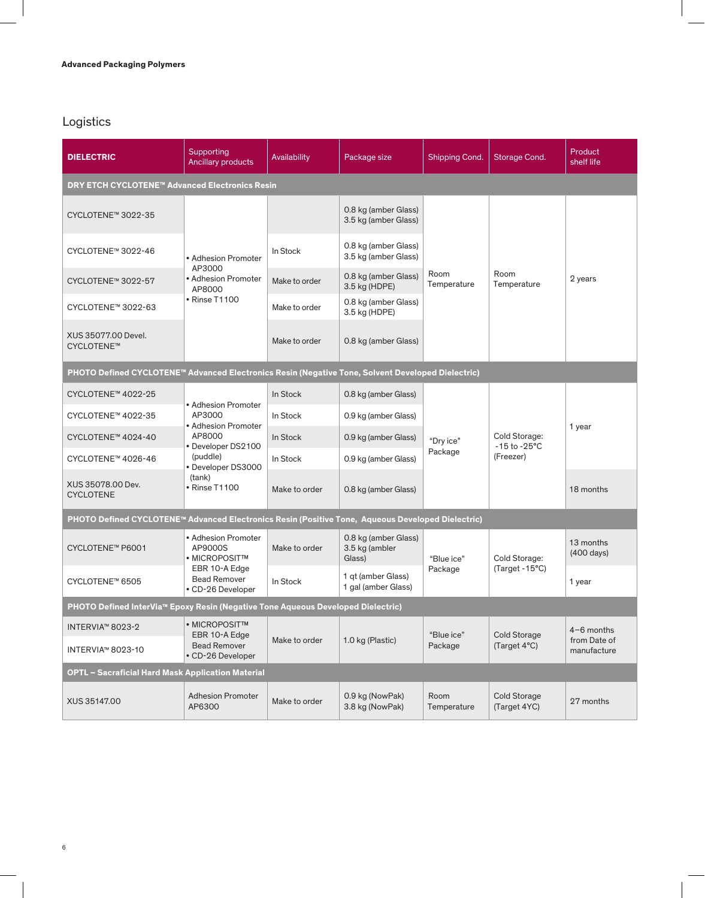## Logistics

| DIELECTRIC | Supporting Ancillary products | Availability | Package size | Shipping Cond. | Storage Cond. | Product shelf life |
|---|---|---|---|---|---|---|
| **DRY ETCH CYCLOTENE™ Advanced Electronics Resin** | | | | | | |
| CYCLOTENE™ 3022-35 | • Adhesion Promoter AP3000<br>• Adhesion Promoter AP8000<br>• Rinse T1100 | In Stock | 0.8 kg (amber Glass)<br>3.5 kg (amber Glass) | Room Temperature | Room Temperature | 2 years |
| CYCLOTENE™ 3022-46 | | | 0.8 kg (amber Glass)<br>3.5 kg (amber Glass) | | | |
| CYCLOTENE™ 3022-57 | | Make to order | 0.8 kg (amber Glass)<br>3.5 kg (HDPE) | | | |
| CYCLOTENE™ 3022-63 | | Make to order | 0.8 kg (amber Glass)<br>3.5 kg (HDPE) | | | |
| XUS 35077.00 Devel. CYCLOTENE™ | | Make to order | 0.8 kg (amber Glass) | | | |
| **PHOTO Defined CYCLOTENE™ Advanced Electronics Resin (Negative Tone, Solvent Developed Dielectric)** | | | | | | |
| CYCLOTENE™ 4022-25 | • Adhesion Promoter AP3000<br>• Adhesion Promoter AP8000<br>• Developer DS2100 (puddle)<br>• Developer DS3000 (tank)<br>• Rinse T1100 | In Stock | 0.8 kg (amber Glass) | "Dry ice" Package | Cold Storage: -15 to -25°C (Freezer) | 1 year |
| CYCLOTENE™ 4022-35 | | In Stock | 0.9 kg (amber Glass) | | | |
| CYCLOTENE™ 4024-40 | | In Stock | 0.9 kg (amber Glass) | | | |
| CYCLOTENE™ 4026-46 | | In Stock | 0.9 kg (amber Glass) | | | |
| XUS 35078.00 Dev. CYCLOTENE | | Make to order | 0.8 kg (amber Glass) | | | 18 months |
| **PHOTO Defined CYCLOTENE™ Advanced Electronics Resin (Positive Tone, Aqueous Developed Dielectric)** | | | | | | |
| CYCLOTENE™ P6001 | • Adhesion Promoter AP9000S<br>• MICROPOSIT™ EBR 10-A Edge Bead Remover<br>• CD-26 Developer | Make to order | 0.8 kg (amber Glass)<br>3.5 kg (amber Glass) | "Blue ice" Package | Cold Storage: (Target -15°C) | 13 months (400 days) |
| CYCLOTENE™ 6505 | | In Stock | 1 qt (amber Glass)<br>1 gal (amber Glass) | | | 1 year |
| **PHOTO Defined InterVia™ Epoxy Resin (Negative Tone Aqueous Developed Dielectric)** | | | | | | |
| INTERVIA™ 8023-2 | • MICROPOSIT™ EBR 10-A Edge Bead Remover<br>• CD-26 Developer | Make to order | 1.0 kg (Plastic) | "Blue ice" Package | Cold Storage (Target 4°C) | 4–6 months from Date of manufacture |
| INTERVIA™ 8023-10 | | | | | | |
| **OPTL – Sacrificial Hard Mask Application Material** | | | | | | |
| XUS 35147.00 | Adhesion Promoter AP6300 | Make to order | 0.9 kg (NowPak)<br>3.8 kg (NowPak) | Room Temperature | Cold Storage (Target 4YC) | 27 months |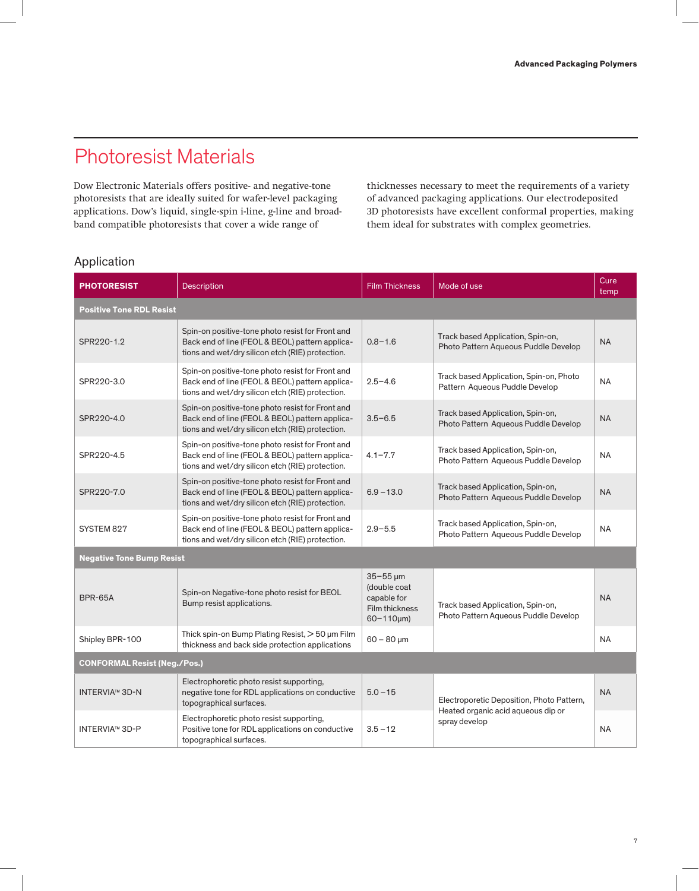# Photoresist Materials

Dow Electronic Materials offers positive- and negative-tone photoresists that are ideally suited for wafer-level packaging applications. Dow's liquid, single-spin i-line, g-line and broad-band compatible photoresists that cover a wide range of thicknesses necessary to meet the requirements of a variety of advanced packaging applications. Our electrodeposited 3D photoresists have excellent conformal properties, making them ideal for substrates with complex geometries.

## Application

| PHOTORESIST | Description | Film Thickness | Mode of use | Cure temp |
|---|---|---|---|---|
| **Positive Tone RDL Resist** | | | | |
| SPR220-1.2 | Spin-on positive-tone photo resist for Front and Back end of line (FEOL & BEOL) pattern applications and wet/dry silicon etch (RIE) protection. | 0.8–1.6 | Track based Application, Spin-on, Photo Pattern Aqueous Puddle Develop | NA |
| SPR220-3.0 | Spin-on positive-tone photo resist for Front and Back end of line (FEOL & BEOL) pattern applications and wet/dry silicon etch (RIE) protection. | 2.5–4.6 | Track based Application, Spin-on, Photo Pattern Aqueous Puddle Develop | NA |
| SPR220-4.0 | Spin-on positive-tone photo resist for Front and Back end of line (FEOL & BEOL) pattern applications and wet/dry silicon etch (RIE) protection. | 3.5–6.5 | Track based Application, Spin-on, Photo Pattern Aqueous Puddle Develop | NA |
| SPR220-4.5 | Spin-on positive-tone photo resist for Front and Back end of line (FEOL & BEOL) pattern applications and wet/dry silicon etch (RIE) protection. | 4.1–7.7 | Track based Application, Spin-on, Photo Pattern Aqueous Puddle Develop | NA |
| SPR220-7.0 | Spin-on positive-tone photo resist for Front and Back end of line (FEOL & BEOL) pattern applications and wet/dry silicon etch (RIE) protection. | 6.9 –13.0 | Track based Application, Spin-on, Photo Pattern Aqueous Puddle Develop | NA |
| SYSTEM 827 | Spin-on positive-tone photo resist for Front and Back end of line (FEOL & BEOL) pattern applications and wet/dry silicon etch (RIE) protection. | 2.9–5.5 | Track based Application, Spin-on, Photo Pattern Aqueous Puddle Develop | NA |
| **Negative Tone Bump Resist** | | | | |
| BPR-65A | Spin-on Negative-tone photo resist for BEOL Bump resist applications. | 35–55 µm (double coat capable for Film thickness 60–110µm) | Track based Application, Spin-on, Photo Pattern Aqueous Puddle Develop | NA |
| Shipley BPR-100 | Thick spin-on Bump Plating Resist, > 50 µm Film thickness and back side protection applications | 60 – 80 µm | | NA |
| **CONFORMAL Resist (Neg./Pos.)** | | | | |
| INTERVIA™ 3D-N | Electrophoretic photo resist supporting, negative tone for RDL applications on conductive topographical surfaces. | 5.0 –15 | Electroporetic Deposition, Photo Pattern, Heated organic acid aqueous dip or spray develop | NA |
| INTERVIA™ 3D-P | Electrophoretic photo resist supporting, Positive tone for RDL applications on conductive topographical surfaces. | 3.5 –12 | | NA |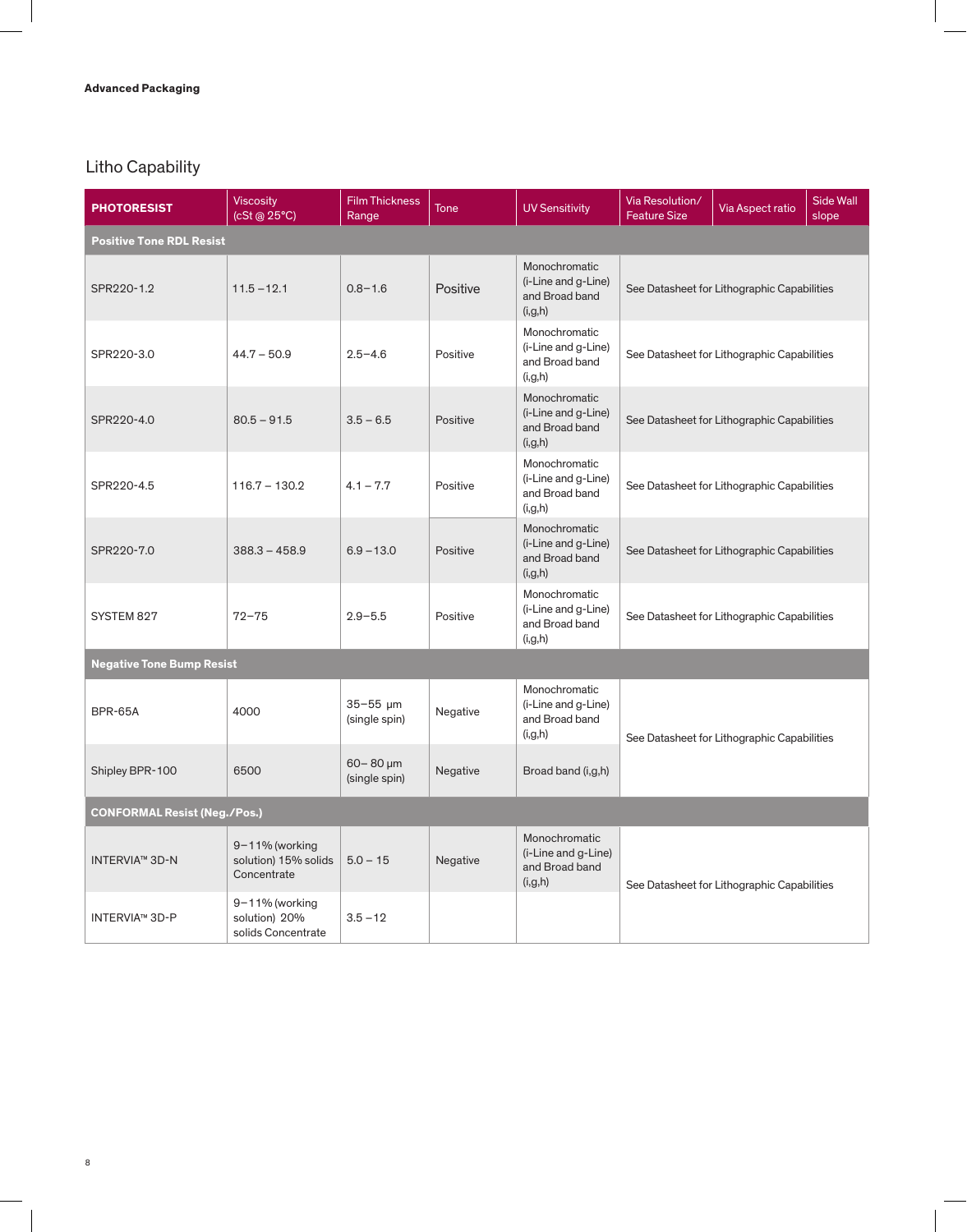Advanced Packaging

## Litho Capability

| PHOTORESIST | Viscosity (cSt @ 25°C) | Film Thickness Range | Tone | UV Sensitivity | Via Resolution/ Feature Size | Via Aspect ratio | Side Wall slope |
|---|---|---|---|---|---|---|---|
| **Positive Tone RDL Resist** | | | | | | | |
| SPR220-1.2 | 11.5 – 12.1 | 0.8 – 1.6 | Positive | Monochromatic (i-Line and g-Line) and Broad band (i,g,h) | See Datasheet for Lithographic Capabilities | | |
| SPR220-3.0 | 44.7 – 50.9 | 2.5 – 4.6 | Positive | Monochromatic (i-Line and g-Line) and Broad band (i,g,h) | See Datasheet for Lithographic Capabilities | | |
| SPR220-4.0 | 80.5 – 91.5 | 3.5 – 6.5 | Positive | Monochromatic (i-Line and g-Line) and Broad band (i,g,h) | See Datasheet for Lithographic Capabilities | | |
| SPR220-4.5 | 116.7 – 130.2 | 4.1 – 7.7 | Positive | Monochromatic (i-Line and g-Line) and Broad band (i,g,h) | See Datasheet for Lithographic Capabilities | | |
| SPR220-7.0 | 388.3 – 458.9 | 6.9 – 13.0 | Positive | Monochromatic (i-Line and g-Line) and Broad band (i,g,h) | See Datasheet for Lithographic Capabilities | | |
| SYSTEM 827 | 72 – 75 | 2.9 – 5.5 | Positive | Monochromatic (i-Line and g-Line) and Broad band (i,g,h) | See Datasheet for Lithographic Capabilities | | |
| **Negative Tone Bump Resist** | | | | | | | |
| BPR-65A | 4000 | 35 – 55 µm (single spin) | Negative | Monochromatic (i-Line and g-Line) and Broad band (i,g,h) | See Datasheet for Lithographic Capabilities | | |
| Shipley BPR-100 | 6500 | 60 – 80 µm (single spin) | Negative | Broad band (i,g,h) | | | |
| **CONFORMAL Resist (Neg./Pos.)** | | | | | | | |
| INTERVIA™ 3D-N | 9 – 11% (working solution) 15% solids Concentrate | 5.0 – 15 | Negative | Monochromatic (i-Line and g-Line) and Broad band (i,g,h) | See Datasheet for Lithographic Capabilities | | |
| INTERVIA™ 3D-P | 9 – 11% (working solution) 20% solids Concentrate | 3.5 – 12 | | | | | |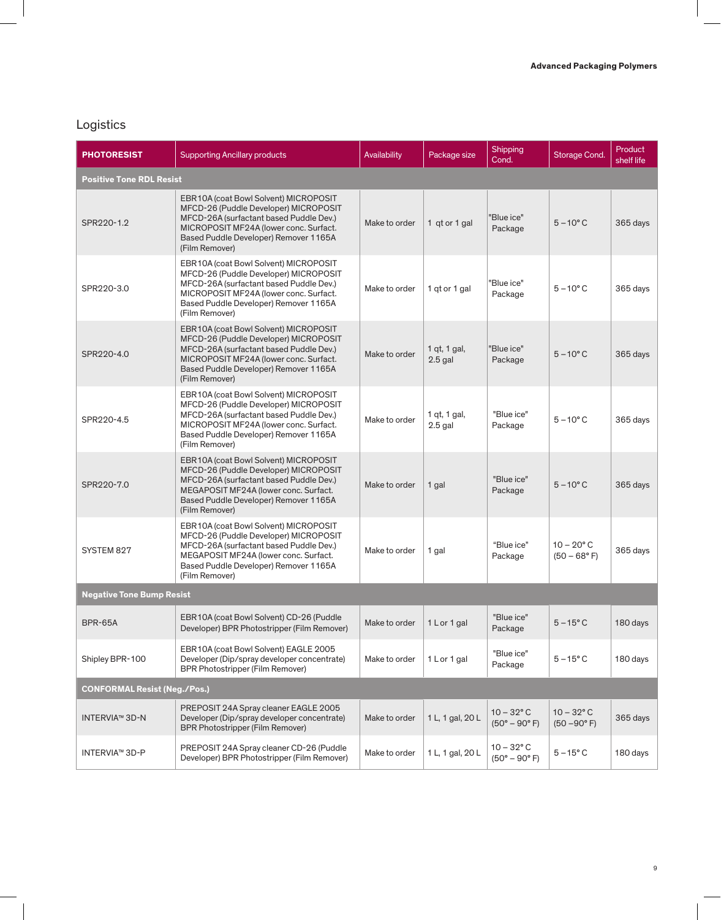## Logistics

| PHOTORESIST | Supporting Ancillary products | Availability | Package size | Shipping Cond. | Storage Cond. | Product shelf life |
|---|---|---|---|---|---|---|
| **Positive Tone RDL Resist** | | | | | | |
| SPR220-1.2 | EBR10A (coat Bowl Solvent) MICROPOSIT MFCD-26 (Puddle Developer) MICROPOSIT MFCD-26A (surfactant based Puddle Dev.) MICROPOSIT MF24A (lower conc. Surfact. Based Puddle Developer) Remover 1165A (Film Remover) | Make to order | 1 qt or 1 gal | "Blue ice" Package | 5 – 10° C | 365 days |
| SPR220-3.0 | EBR10A (coat Bowl Solvent) MICROPOSIT MFCD-26 (Puddle Developer) MICROPOSIT MFCD-26A (surfactant based Puddle Dev.) MICROPOSIT MF24A (lower conc. Surfact. Based Puddle Developer) Remover 1165A (Film Remover) | Make to order | 1 qt or 1 gal | "Blue ice" Package | 5 – 10° C | 365 days |
| SPR220-4.0 | EBR10A (coat Bowl Solvent) MICROPOSIT MFCD-26 (Puddle Developer) MICROPOSIT MFCD-26A (surfactant based Puddle Dev.) MICROPOSIT MF24A (lower conc. Surfact. Based Puddle Developer) Remover 1165A (Film Remover) | Make to order | 1 qt, 1 gal, 2.5 gal | "Blue ice" Package | 5 – 10° C | 365 days |
| SPR220-4.5 | EBR10A (coat Bowl Solvent) MICROPOSIT MFCD-26 (Puddle Developer) MICROPOSIT MFCD-26A (surfactant based Puddle Dev.) MICROPOSIT MF24A (lower conc. Surfact. Based Puddle Developer) Remover 1165A (Film Remover) | Make to order | 1 qt, 1 gal, 2.5 gal | "Blue ice" Package | 5 – 10° C | 365 days |
| SPR220-7.0 | EBR10A (coat Bowl Solvent) MICROPOSIT MFCD-26 (Puddle Developer) MICROPOSIT MFCD-26A (surfactant based Puddle Dev.) MEGAPOSIT MF24A (lower conc. Surfact. Based Puddle Developer) Remover 1165A (Film Remover) | Make to order | 1 gal | "Blue ice" Package | 5 – 10° C | 365 days |
| SYSTEM 827 | EBR10A (coat Bowl Solvent) MICROPOSIT MFCD-26 (Puddle Developer) MICROPOSIT MFCD-26A (surfactant based Puddle Dev.) MEGAPOSIT MF24A (lower conc. Surfact. Based Puddle Developer) Remover 1165A (Film Remover) | Make to order | 1 gal | "Blue ice" Package | 10 – 20° C (50 – 68° F) | 365 days |
| **Negative Tone Bump Resist** | | | | | | |
| BPR-65A | EBR10A (coat Bowl Solvent) CD-26 (Puddle Developer) BPR Photostripper (Film Remover) | Make to order | 1 L or 1 gal | "Blue ice" Package | 5 – 15° C | 180 days |
| Shipley BPR-100 | EBR10A (coat Bowl Solvent) EAGLE 2005 Developer (Dip/spray developer concentrate) BPR Photostripper (Film Remover) | Make to order | 1 L or 1 gal | "Blue ice" Package | 5 – 15° C | 180 days |
| **CONFORMAL Resist (Neg./Pos.)** | | | | | | |
| INTERVIA™ 3D-N | PREPOSIT 24A Spray cleaner EAGLE 2005 Developer (Dip/spray developer concentrate) BPR Photostripper (Film Remover) | Make to order | 1 L, 1 gal, 20 L | 10 – 32° C (50° – 90° F) | 10 – 32° C (50 –90° F) | 365 days |
| INTERVIA™ 3D-P | PREPOSIT 24A Spray cleaner CD-26 (Puddle Developer) BPR Photostripper (Film Remover) | Make to order | 1 L, 1 gal, 20 L | 10 – 32° C (50° – 90° F) | 5 – 15° C | 180 days |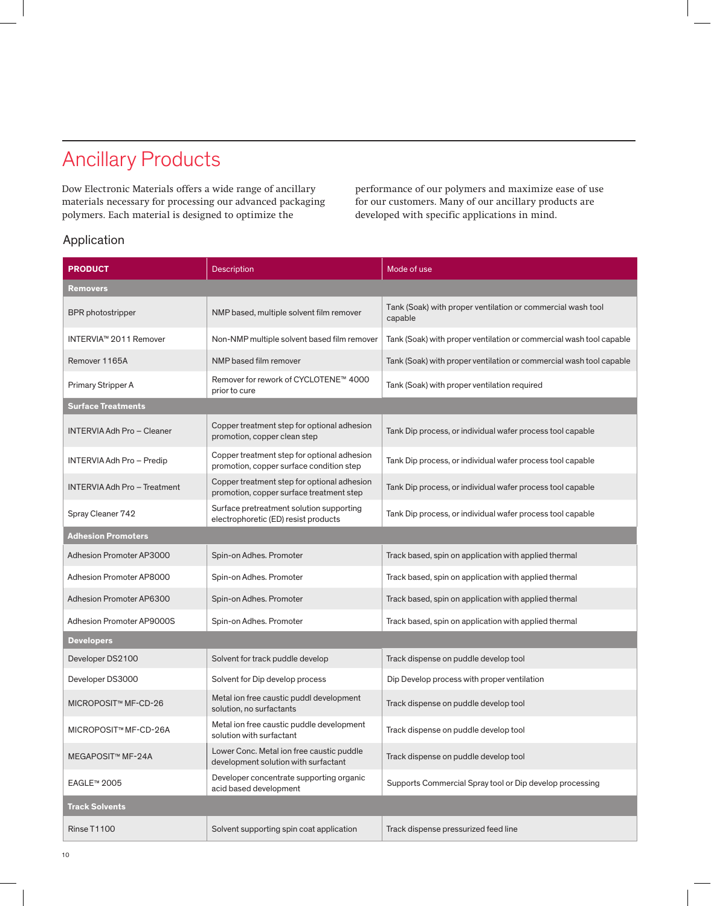# Ancillary Products

Dow Electronic Materials offers a wide range of ancillary materials necessary for processing our advanced packaging polymers. Each material is designed to optimize the performance of our polymers and maximize ease of use for our customers. Many of our ancillary products are developed with specific applications in mind.

## Application

| PRODUCT | Description | Mode of use |
|---|---|---|
| **Removers** | | |
| BPR photostripper | NMP based, multiple solvent film remover | Tank (Soak) with proper ventilation or commercial wash tool capable |
| INTERVIA™ 2011 Remover | Non-NMP multiple solvent based film remover | Tank (Soak) with proper ventilation or commercial wash tool capable |
| Remover 1165A | NMP based film remover | Tank (Soak) with proper ventilation or commercial wash tool capable |
| Primary Stripper A | Remover for rework of CYCLOTENE™ 4000 prior to cure | Tank (Soak) with proper ventilation required |
| **Surface Treatments** | | |
| INTERVIA Adh Pro – Cleaner | Copper treatment step for optional adhesion promotion, copper clean step | Tank Dip process, or individual wafer process tool capable |
| INTERVIA Adh Pro – Predip | Copper treatment step for optional adhesion promotion, copper surface condition step | Tank Dip process, or individual wafer process tool capable |
| INTERVIA Adh Pro – Treatment | Copper treatment step for optional adhesion promotion, copper surface treatment step | Tank Dip process, or individual wafer process tool capable |
| Spray Cleaner 742 | Surface pretreatment solution supporting electrophoretic (ED) resist products | Tank Dip process, or individual wafer process tool capable |
| **Adhesion Promoters** | | |
| Adhesion Promoter AP3000 | Spin-on Adhes. Promoter | Track based, spin on application with applied thermal |
| Adhesion Promoter AP8000 | Spin-on Adhes. Promoter | Track based, spin on application with applied thermal |
| Adhesion Promoter AP6300 | Spin-on Adhes. Promoter | Track based, spin on application with applied thermal |
| Adhesion Promoter AP9000S | Spin-on Adhes. Promoter | Track based, spin on application with applied thermal |
| **Developers** | | |
| Developer DS2100 | Solvent for track puddle develop | Track dispense on puddle develop tool |
| Developer DS3000 | Solvent for Dip develop process | Dip Develop process with proper ventilation |
| MICROPOSIT™ MF-CD-26 | Metal ion free caustic puddl development solution, no surfactants | Track dispense on puddle develop tool |
| MICROPOSIT™ MF-CD-26A | Metal ion free caustic puddle development solution with surfactant | Track dispense on puddle develop tool |
| MEGAPOSIT™ MF-24A | Lower Conc. Metal ion free caustic puddle development solution with surfactant | Track dispense on puddle develop tool |
| EAGLE™ 2005 | Developer concentrate supporting organic acid based development | Supports Commercial Spray tool or Dip develop processing |
| **Track Solvents** | | |
| Rinse T1100 | Solvent supporting spin coat application | Track dispense pressurized feed line |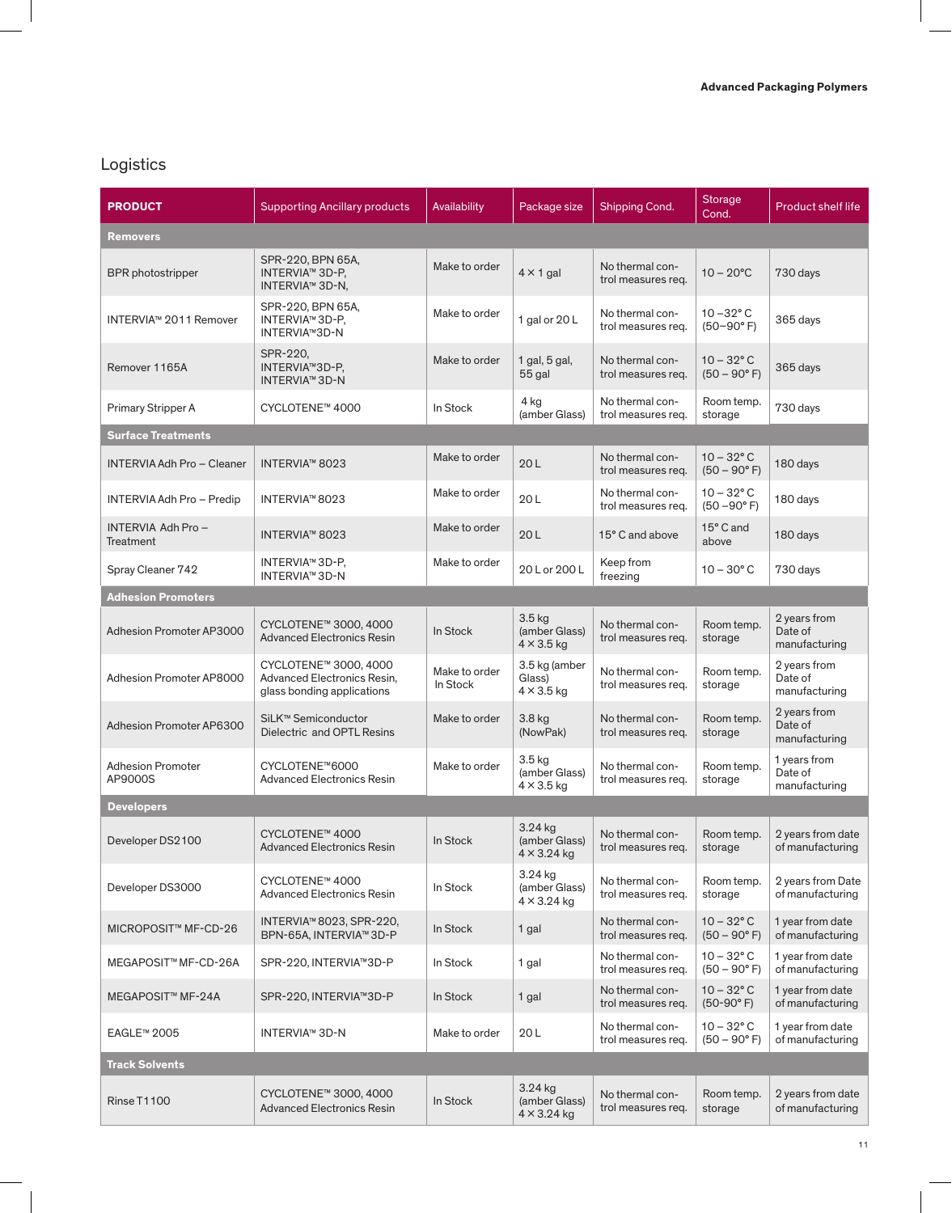## Logistics

| PRODUCT | Supporting Ancillary products | Availability | Package size | Shipping Cond. | Storage Cond. | Product shelf life |
|---|---|---|---|---|---|---|
| **Removers** | | | | | | |
| BPR photostripper | SPR-220, BPN 65A, INTERVIA™ 3D-P, INTERVIA™ 3D-N, | Make to order | 4 × 1 gal | No thermal control measures req. | 10 – 20°C | 730 days |
| INTERVIA™ 2011 Remover | SPR-220, BPN 65A, INTERVIA™ 3D-P, INTERVIA™3D-N | Make to order | 1 gal or 20 L | No thermal control measures req. | 10 –32° C (50–90° F) | 365 days |
| Remover 1165A | SPR-220, INTERVIA™3D-P, INTERVIA™ 3D-N | Make to order | 1 gal, 5 gal, 55 gal | No thermal control measures req. | 10 – 32° C (50 – 90° F) | 365 days |
| Primary Stripper A | CYCLOTENE™ 4000 | In Stock | 4 kg (amber Glass) | No thermal control measures req. | Room temp. storage | 730 days |
| **Surface Treatments** | | | | | | |
| INTERVIA Adh Pro – Cleaner | INTERVIA™ 8023 | Make to order | 20 L | No thermal control measures req. | 10 – 32° C (50 – 90° F) | 180 days |
| INTERVIA Adh Pro – Predip | INTERVIA™ 8023 | Make to order | 20 L | No thermal control measures req. | 10 – 32° C (50 –90° F) | 180 days |
| INTERVIA Adh Pro – Treatment | INTERVIA™ 8023 | Make to order | 20 L | 15° C and above | 15° C and above | 180 days |
| Spray Cleaner 742 | INTERVIA™ 3D-P, INTERVIA™ 3D-N | Make to order | 20 L or 200 L | Keep from freezing | 10 – 30° C | 730 days |
| **Adhesion Promoters** | | | | | | |
| Adhesion Promoter AP3000 | CYCLOTENE™ 3000, 4000 Advanced Electronics Resin | In Stock | 3.5 kg (amber Glass) 4 × 3.5 kg | No thermal control measures req. | Room temp. storage | 2 years from Date of manufacturing |
| Adhesion Promoter AP8000 | CYCLOTENE™ 3000, 4000 Advanced Electronics Resin, glass bonding applications | Make to order In Stock | 3.5 kg (amber Glass) 4 × 3.5 kg | No thermal control measures req. | Room temp. storage | 2 years from Date of manufacturing |
| Adhesion Promoter AP6300 | SiLK™ Semiconductor Dielectric and OPTL Resins | Make to order | 3.8 kg (NowPak) | No thermal control measures req. | Room temp. storage | 2 years from Date of manufacturing |
| Adhesion Promoter AP9000S | CYCLOTENE™6000 Advanced Electronics Resin | Make to order | 3.5 kg (amber Glass) 4 × 3.5 kg | No thermal control measures req. | Room temp. storage | 1 years from Date of manufacturing |
| **Developers** | | | | | | |
| Developer DS2100 | CYCLOTENE™ 4000 Advanced Electronics Resin | In Stock | 3.24 kg (amber Glass) 4 × 3.24 kg | No thermal control measures req. | Room temp. storage | 2 years from date of manufacturing |
| Developer DS3000 | CYCLOTENE™ 4000 Advanced Electronics Resin | In Stock | 3.24 kg (amber Glass) 4 × 3.24 kg | No thermal control measures req. | Room temp. storage | 2 years from Date of manufacturing |
| MICROPOSIT™ MF-CD-26 | INTERVIA™ 8023, SPR-220, BPN-65A, INTERVIA™ 3D-P | In Stock | 1 gal | No thermal control measures req. | 10 – 32° C (50 – 90° F) | 1 year from date of manufacturing |
| MEGAPOSIT™ MF-CD-26A | SPR-220, INTERVIA™3D-P | In Stock | 1 gal | No thermal control measures req. | 10 – 32° C (50 – 90° F) | 1 year from date of manufacturing |
| MEGAPOSIT™ MF-24A | SPR-220, INTERVIA™3D-P | In Stock | 1 gal | No thermal control measures req. | 10 – 32° C (50-90° F) | 1 year from date of manufacturing |
| EAGLE™ 2005 | INTERVIA™ 3D-N | Make to order | 20 L | No thermal control measures req. | 10 – 32° C (50 – 90° F) | 1 year from date of manufacturing |
| **Track Solvents** | | | | | | |
| Rinse T1100 | CYCLOTENE™ 3000, 4000 Advanced Electronics Resin | In Stock | 3.24 kg (amber Glass) 4 × 3.24 kg | No thermal control measures req. | Room temp. storage | 2 years from date of manufacturing |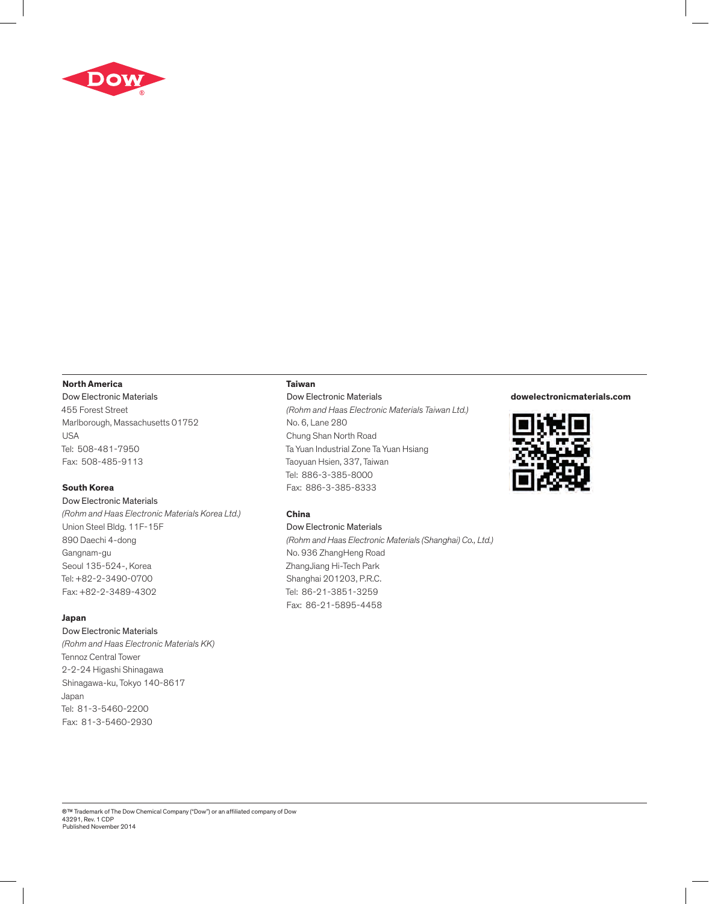**North America**
Dow Electronic Materials
455 Forest Street
Marlborough, Massachusetts 01752
USA
Tel: 508-481-7950
Fax: 508-485-9113

**South Korea**
Dow Electronic Materials
*(Rohm and Haas Electronic Materials Korea Ltd.)*
Union Steel Bldg. 11F-15F
890 Daechi 4-dong
Gangnam-gu
Seoul 135-524-, Korea
Tel: +82-2-3490-0700
Fax: +82-2-3489-4302

**Japan**
Dow Electronic Materials
*(Rohm and Haas Electronic Materials KK)*
Tennoz Central Tower
2-2-24 Higashi Shinagawa
Shinagawa-ku, Tokyo 140-8617
Japan
Tel: 81-3-5460-2200
Fax: 81-3-5460-2930

**Taiwan**
Dow Electronic Materials
*(Rohm and Haas Electronic Materials Taiwan Ltd.)*
No. 6, Lane 280
Chung Shan North Road
Ta Yuan Industrial Zone Ta Yuan Hsiang
Taoyuan Hsien, 337, Taiwan
Tel: 886-3-385-8000
Fax: 886-3-385-8333

**China**
Dow Electronic Materials
*(Rohm and Haas Electronic Materials (Shanghai) Co., Ltd.)*
No. 936 ZhangHeng Road
ZhangJiang Hi-Tech Park
Shanghai 201203, P.R.C.
Tel: 86-21-3851-3259
Fax: 86-21-5895-4458

**dowelectronicmaterials.com**

®™ Trademark of The Dow Chemical Company ("Dow") or an affiliated company of Dow
43291, Rev. 1 CDP
Published November 2014